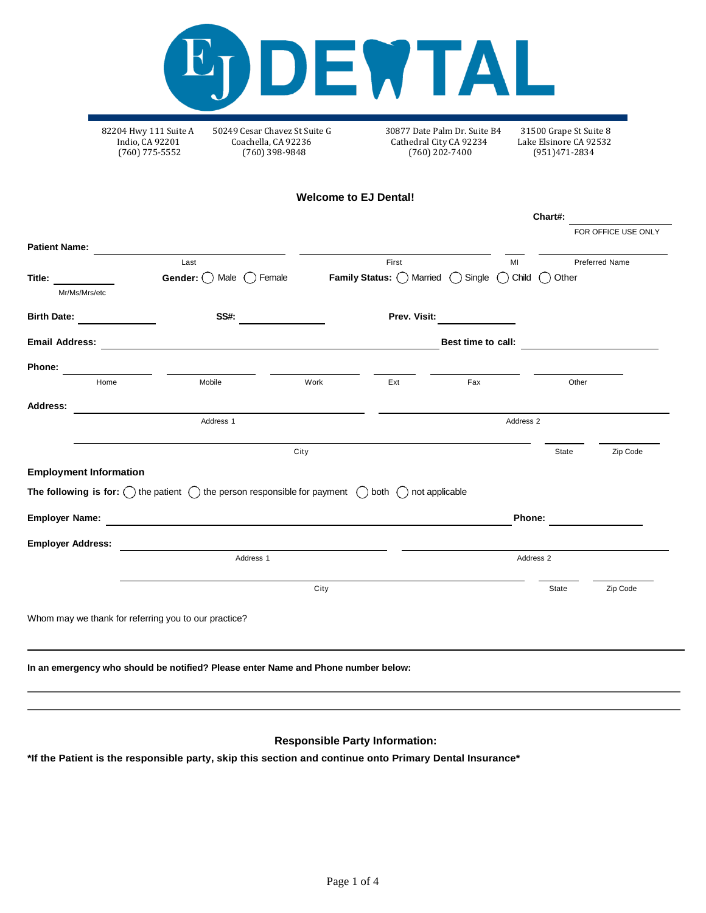# EJ DENTAL

| 82204 Hwy 111 Suite A<br>Indio, CA 92201<br>(760) 775-5552 | 50249 Cesar Chavez St Suite G<br>Coachella, CA 92236<br>(760) 398-9848 | 30877 Date Palm Dr. Suite B4<br>Cathedral City CA 92234<br>(760) 202-7400 | 31500 Grape St Suite 8<br>Lake Elsinore CA 92532<br>(951)471-2834 |
|---|---|---|---|

## Welcome to EJ Dental!

**Chart#:** ____________
FOR OFFICE USE ONLY

**Patient Name:** ____________ Last ____________ First ____ MI ____________ Preferred Name

**Title:** ________ Mr/Ms/Mrs/etc **Gender:** ◯ Male ◯ Female **Family Status:** ◯ Married ◯ Single ◯ Child ◯ Other

**Birth Date:** ____________ **SS#:** ____________ **Prev. Visit:** ____________

**Email Address:** ____________________________ **Best time to call:** ____________

**Phone:** ________ Home ________ Mobile ________ Work ____ Ext ________ Fax ________ Other

**Address:** ____________________ Address 1 ____________________ Address 2

____________________ City ________ State ________ Zip Code

**Employment Information**

**The following is for:** ◯ the patient ◯ the person responsible for payment ◯ both ◯ not applicable

**Employer Name:** ____________________________ **Phone:** ____________

**Employer Address:** ____________________ Address 1 ____________________ Address 2

____________________ City ________ State ________ Zip Code

Whom may we thank for referring you to our practice?

______________________________________________

**In an emergency who should be notified? Please enter Name and Phone number below:**

______________________________________________

______________________________________________

## Responsible Party Information:

**\*If the Patient is the responsible party, skip this section and continue onto Primary Dental Insurance\***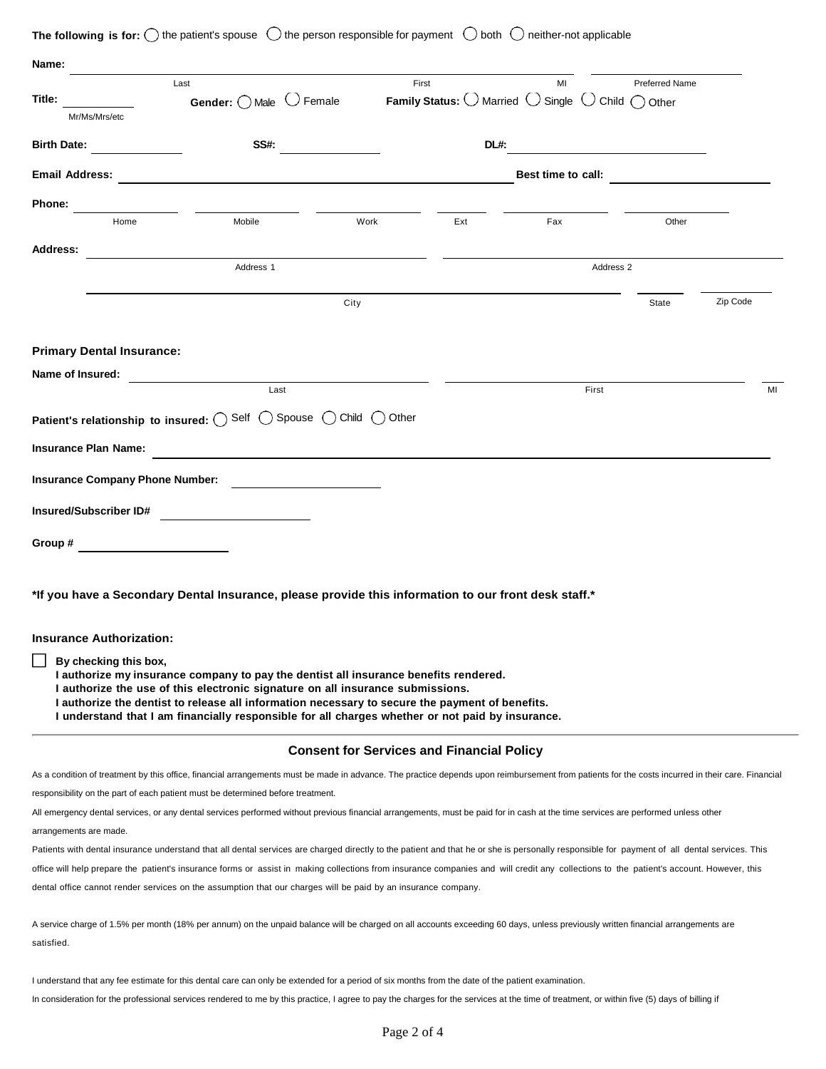**The following is for:** ◯ the patient's spouse ◯ the person responsible for payment ◯ both ◯ neither-not applicable

**Name:** ______________________ ______________________ ______ ______________________
Last | First | MI | Preferred Name

**Title:** __________ Mr/Ms/Mrs/etc **Gender:** ◯ Male ◯ Female **Family Status:** ◯ Married ◯ Single ◯ Child ◯ Other

**Birth Date:** __________ **SS#:** __________ **DL#:** __________

**Email Address:** ______________________ **Best time to call:** __________

**Phone:** __________ __________ __________ ______ __________ __________
Home | Mobile | Work | Ext | Fax | Other

**Address:** ______________________ ______________________
Address 1 | Address 2

______________________ ______ ______
City | State | Zip Code

**Primary Dental Insurance:**

**Name of Insured:** ______________________ ______________________ ______
Last | First | MI

**Patient's relationship to insured:** ◯ Self ◯ Spouse ◯ Child ◯ Other

**Insurance Plan Name:** ______________________

**Insurance Company Phone Number:** __________

**Insured/Subscriber ID#** __________

**Group #** __________

***If you have a Secondary Dental Insurance, please provide this information to our front desk staff.***

**Insurance Authorization:**

☐ **By checking this box,**
**I authorize my insurance company to pay the dentist all insurance benefits rendered.**
**I authorize the use of this electronic signature on all insurance submissions.**
**I authorize the dentist to release all information necessary to secure the payment of benefits.**
**I understand that I am financially responsible for all charges whether or not paid by insurance.**

## Consent for Services and Financial Policy

As a condition of treatment by this office, financial arrangements must be made in advance. The practice depends upon reimbursement from patients for the costs incurred in their care. Financial responsibility on the part of each patient must be determined before treatment.

All emergency dental services, or any dental services performed without previous financial arrangements, must be paid for in cash at the time services are performed unless other arrangements are made.

Patients with dental insurance understand that all dental services are charged directly to the patient and that he or she is personally responsible for payment of all dental services. This office will help prepare the patient's insurance forms or assist in making collections from insurance companies and will credit any collections to the patient's account. However, this dental office cannot render services on the assumption that our charges will be paid by an insurance company.

A service charge of 1.5% per month (18% per annum) on the unpaid balance will be charged on all accounts exceeding 60 days, unless previously written financial arrangements are satisfied.

I understand that any fee estimate for this dental care can only be extended for a period of six months from the date of the patient examination.

In consideration for the professional services rendered to me by this practice, I agree to pay the charges for the services at the time of treatment, or within five (5) days of billing if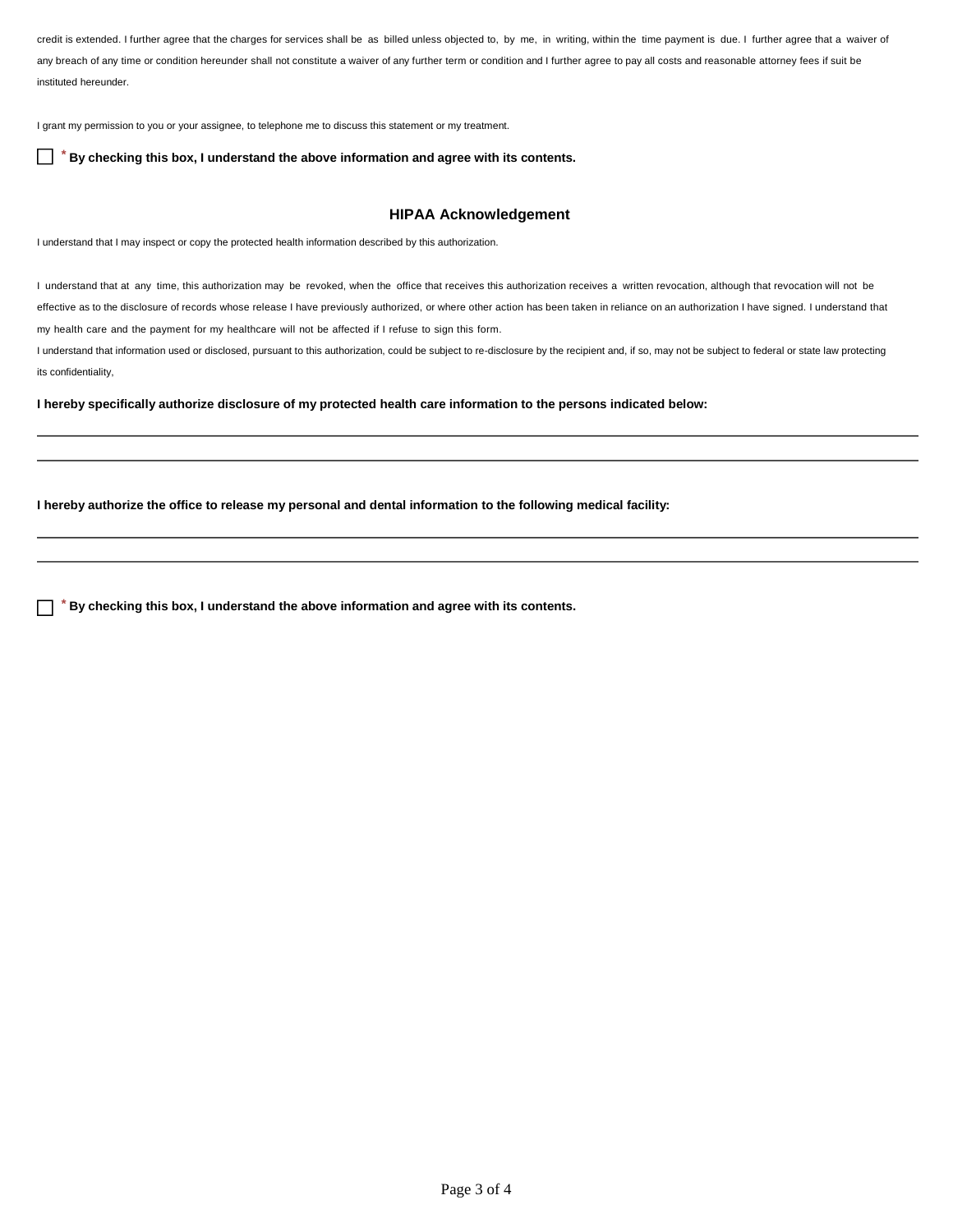credit is extended. I further agree that the charges for services shall be as billed unless objected to, by me, in writing, within the time payment is due. I further agree that a waiver of any breach of any time or condition hereunder shall not constitute a waiver of any further term or condition and I further agree to pay all costs and reasonable attorney fees if suit be instituted hereunder.

I grant my permission to you or your assignee, to telephone me to discuss this statement or my treatment.

☐ * **By checking this box, I understand the above information and agree with its contents.**

## HIPAA Acknowledgement

I understand that I may inspect or copy the protected health information described by this authorization.

I understand that at any time, this authorization may be revoked, when the office that receives this authorization receives a written revocation, although that revocation will not be effective as to the disclosure of records whose release I have previously authorized, or where other action has been taken in reliance on an authorization I have signed. I understand that my health care and the payment for my healthcare will not be affected if I refuse to sign this form.

I understand that information used or disclosed, pursuant to this authorization, could be subject to re-disclosure by the recipient and, if so, may not be subject to federal or state law protecting its confidentiality,

**I hereby specifically authorize disclosure of my protected health care information to the persons indicated below:**

---

---

**I hereby authorize the office to release my personal and dental information to the following medical facility:**

---

---

☐ * **By checking this box, I understand the above information and agree with its contents.**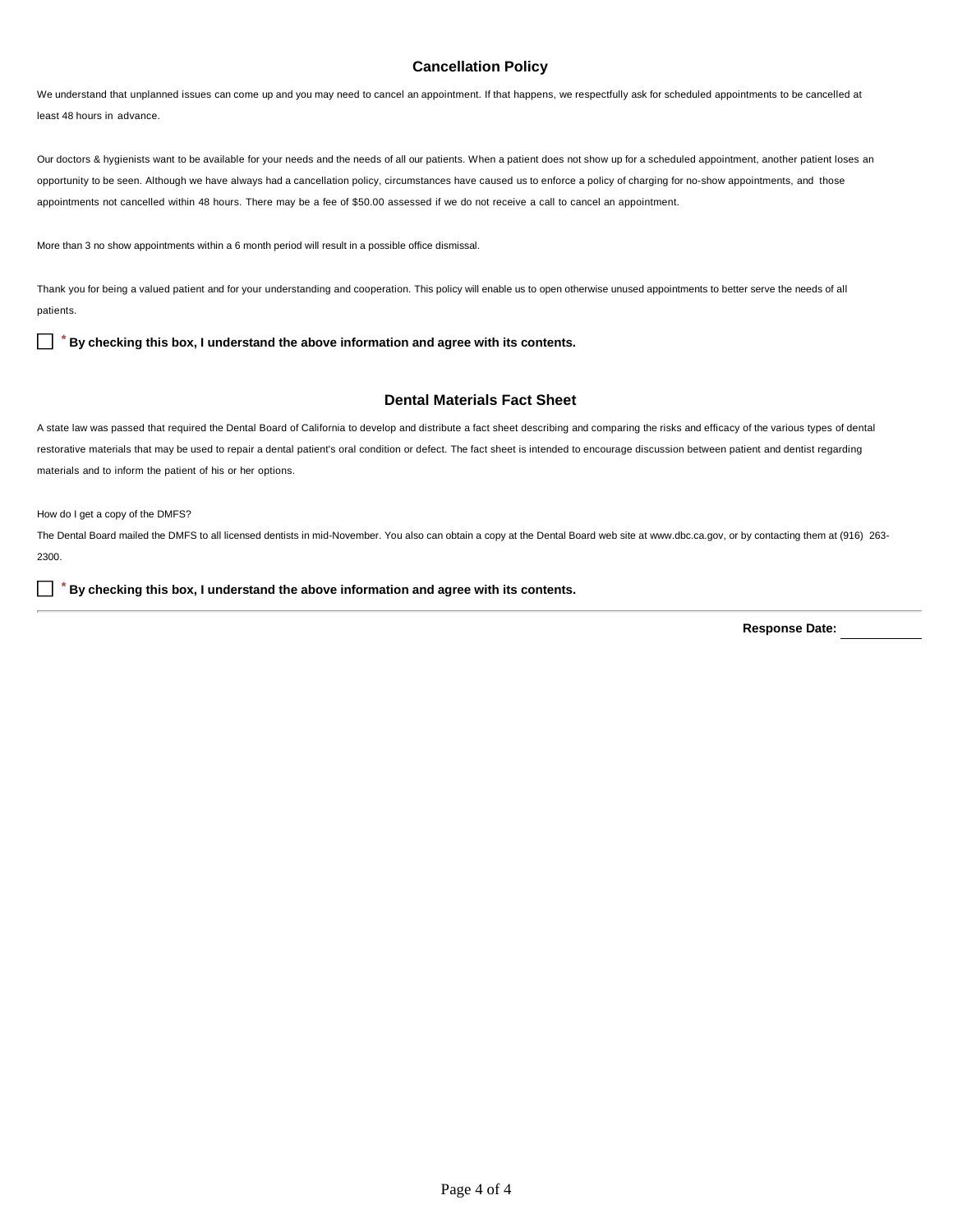## Cancellation Policy

We understand that unplanned issues can come up and you may need to cancel an appointment. If that happens, we respectfully ask for scheduled appointments to be cancelled at least 48 hours in advance.

Our doctors & hygienists want to be available for your needs and the needs of all our patients. When a patient does not show up for a scheduled appointment, another patient loses an opportunity to be seen. Although we have always had a cancellation policy, circumstances have caused us to enforce a policy of charging for no-show appointments, and those appointments not cancelled within 48 hours. There may be a fee of $50.00 assessed if we do not receive a call to cancel an appointment.

More than 3 no show appointments within a 6 month period will result in a possible office dismissal.

Thank you for being a valued patient and for your understanding and cooperation. This policy will enable us to open otherwise unused appointments to better serve the needs of all patients.

☐ * **By checking this box, I understand the above information and agree with its contents.**

## Dental Materials Fact Sheet

A state law was passed that required the Dental Board of California to develop and distribute a fact sheet describing and comparing the risks and efficacy of the various types of dental restorative materials that may be used to repair a dental patient's oral condition or defect. The fact sheet is intended to encourage discussion between patient and dentist regarding materials and to inform the patient of his or her options.

How do I get a copy of the DMFS?

The Dental Board mailed the DMFS to all licensed dentists in mid-November. You also can obtain a copy at the Dental Board web site at www.dbc.ca.gov, or by contacting them at (916) 263-2300.

☐ * **By checking this box, I understand the above information and agree with its contents.**

---

**Response Date:** ____________